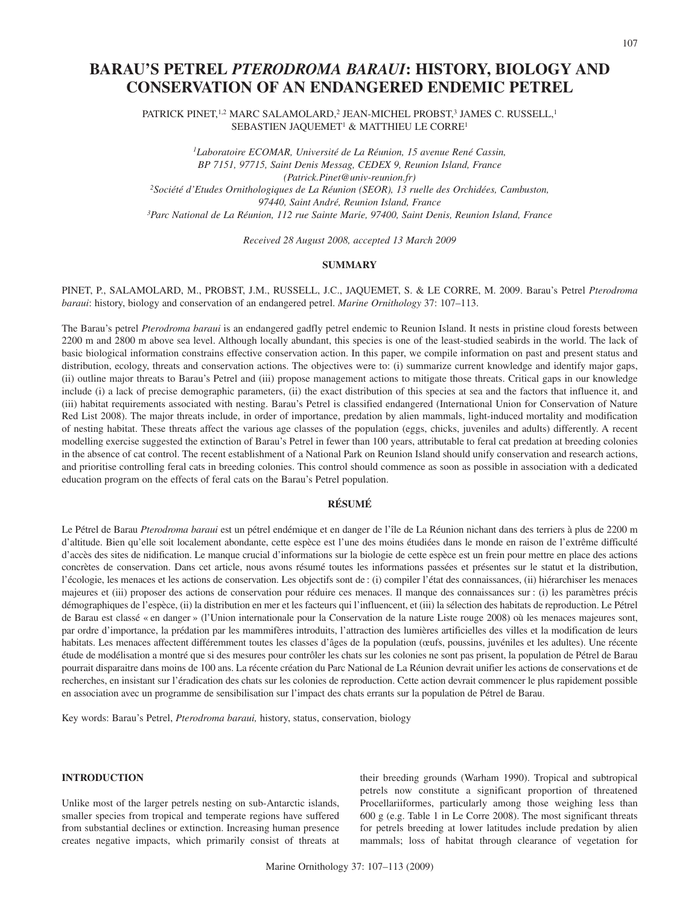# BARAU'S PETREL *PTERODROMA BARAUI*: HISTORY, BIOLOGY AND CONSERVATION OF AN ENDANGERED ENDEMIC PETREL

PATRICK PINET,[1,2] MARC SALAMOLARD,[2] JEAN-MICHEL PROBST,[3] JAMES C. RUSSELL,[1] SEBASTIEN JAQUEMET[1] & MATTHIEU LE CORRE[1]

[1]*Laboratoire ECOMAR, Université de La Réunion, 15 avenue René Cassin, BP 7151, 97715, Saint Denis Messag, CEDEX 9, Reunion Island, France (Patrick.Pinet@univ-reunion.fr)*
[2]*Société d'Etudes Ornithologiques de La Réunion (SEOR), 13 ruelle des Orchidées, Cambuston, 97440, Saint André, Reunion Island, France*
[3]*Parc National de La Réunion, 112 rue Sainte Marie, 97400, Saint Denis, Reunion Island, France*

*Received 28 August 2008, accepted 13 March 2009*

## SUMMARY

PINET, P., SALAMOLARD, M., PROBST, J.M., RUSSELL, J.C., JAQUEMET, S. & LE CORRE, M. 2009. Barau's Petrel *Pterodroma baraui*: history, biology and conservation of an endangered petrel. *Marine Ornithology* 37: 107–113.

The Barau's petrel *Pterodroma baraui* is an endangered gadfly petrel endemic to Reunion Island. It nests in pristine cloud forests between 2200 m and 2800 m above sea level. Although locally abundant, this species is one of the least-studied seabirds in the world. The lack of basic biological information constrains effective conservation action. In this paper, we compile information on past and present status and distribution, ecology, threats and conservation actions. The objectives were to: (i) summarize current knowledge and identify major gaps, (ii) outline major threats to Barau's Petrel and (iii) propose management actions to mitigate those threats. Critical gaps in our knowledge include (i) a lack of precise demographic parameters, (ii) the exact distribution of this species at sea and the factors that influence it, and (iii) habitat requirements associated with nesting. Barau's Petrel is classified endangered (International Union for Conservation of Nature Red List 2008). The major threats include, in order of importance, predation by alien mammals, light-induced mortality and modification of nesting habitat. These threats affect the various age classes of the population (eggs, chicks, juveniles and adults) differently. A recent modelling exercise suggested the extinction of Barau's Petrel in fewer than 100 years, attributable to feral cat predation at breeding colonies in the absence of cat control. The recent establishment of a National Park on Reunion Island should unify conservation and research actions, and prioritise controlling feral cats in breeding colonies. This control should commence as soon as possible in association with a dedicated education program on the effects of feral cats on the Barau's Petrel population.

## RÉSUMÉ

Le Pétrel de Barau *Pterodroma baraui* est un pétrel endémique et en danger de l'île de La Réunion nichant dans des terriers à plus de 2200 m d'altitude. Bien qu'elle soit localement abondante, cette espèce est l'une des moins étudiées dans le monde en raison de l'extrême difficulté d'accès des sites de nidification. Le manque crucial d'informations sur la biologie de cette espèce est un frein pour mettre en place des actions concrètes de conservation. Dans cet article, nous avons résumé toutes les informations passées et présentes sur le statut et la distribution, l'écologie, les menaces et les actions de conservation. Les objectifs sont de : (i) compiler l'état des connaissances, (ii) hiérarchiser les menaces majeures et (iii) proposer des actions de conservation pour réduire ces menaces. Il manque des connaissances sur : (i) les paramètres précis démographiques de l'espèce, (ii) la distribution en mer et les facteurs qui l'influencent, et (iii) la sélection des habitats de reproduction. Le Pétrel de Barau est classé « en danger » (l'Union internationale pour la Conservation de la nature Liste rouge 2008) où les menaces majeures sont, par ordre d'importance, la prédation par les mammifères introduits, l'attraction des lumières artificielles des villes et la modification de leurs habitats. Les menaces affectent différemment toutes les classes d'âges de la population (œufs, poussins, juvéniles et les adultes). Une récente étude de modélisation a montré que si des mesures pour contrôler les chats sur les colonies ne sont pas prisent, la population de Pétrel de Barau pourrait disparaitre dans moins de 100 ans. La récente création du Parc National de La Réunion devrait unifier les actions de conservations et de recherches, en insistant sur l'éradication des chats sur les colonies de reproduction. Cette action devrait commencer le plus rapidement possible en association avec un programme de sensibilisation sur l'impact des chats errants sur la population de Pétrel de Barau.

Key words: Barau's Petrel, *Pterodroma baraui,* history, status, conservation, biology

## INTRODUCTION

Unlike most of the larger petrels nesting on sub-Antarctic islands, smaller species from tropical and temperate regions have suffered from substantial declines or extinction. Increasing human presence creates negative impacts, which primarily consist of threats at their breeding grounds (Warham 1990). Tropical and subtropical petrels now constitute a significant proportion of threatened Procellariiformes, particularly among those weighing less than 600 g (e.g. Table 1 in Le Corre 2008). The most significant threats for petrels breeding at lower latitudes include predation by alien mammals; loss of habitat through clearance of vegetation for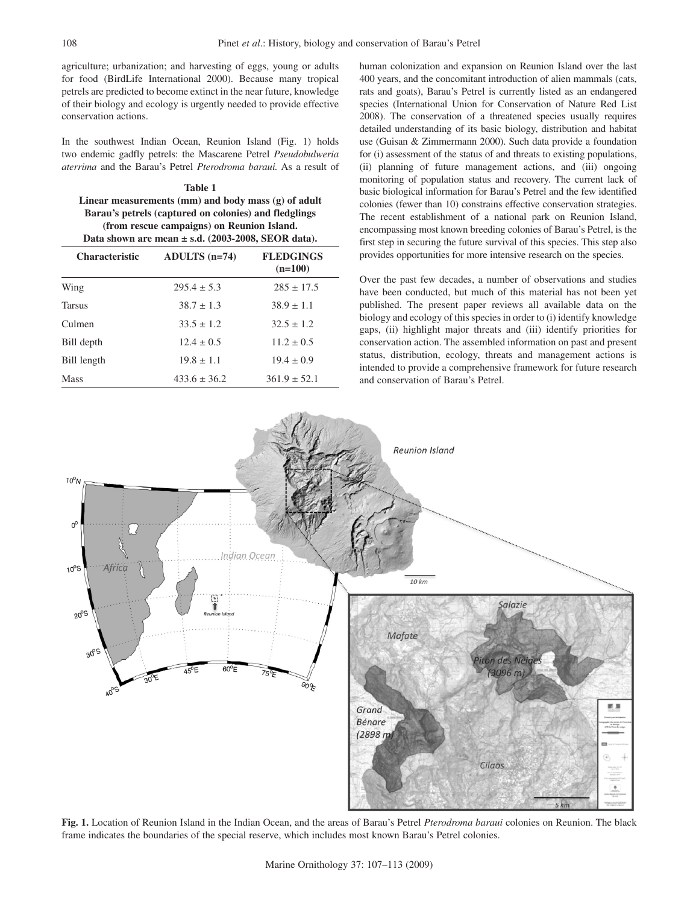agriculture; urbanization; and harvesting of eggs, young or adults for food (BirdLife International 2000). Because many tropical petrels are predicted to become extinct in the near future, knowledge of their biology and ecology is urgently needed to provide effective conservation actions.

In the southwest Indian Ocean, Reunion Island (Fig. 1) holds two endemic gadfly petrels: the Mascarene Petrel *Pseudobulweria aterrima* and the Barau's Petrel *Pterodroma baraui.* As a result of human colonization and expansion on Reunion Island over the last 400 years, and the concomitant introduction of alien mammals (cats, rats and goats), Barau's Petrel is currently listed as an endangered species (International Union for Conservation of Nature Red List 2008). The conservation of a threatened species usually requires detailed understanding of its basic biology, distribution and habitat use (Guisan & Zimmermann 2000). Such data provide a foundation for (i) assessment of the status of and threats to existing populations, (ii) planning of future management actions, and (iii) ongoing monitoring of population status and recovery. The current lack of basic biological information for Barau's Petrel and the few identified colonies (fewer than 10) constrains effective conservation strategies. The recent establishment of a national park on Reunion Island, encompassing most known breeding colonies of Barau's Petrel, is the first step in securing the future survival of this species. This step also provides opportunities for more intensive research on the species.

**Table 1**
**Linear measurements (mm) and body mass (g) of adult Barau's petrels (captured on colonies) and fledglings (from rescue campaigns) on Reunion Island. Data shown are mean ± s.d. (2003-2008, SEOR data).**

| Characteristic | ADULTS (n=74) | FLEDGINGS (n=100) |
|---|---|---|
| Wing | 295.4 ± 5.3 | 285 ± 17.5 |
| Tarsus | 38.7 ± 1.3 | 38.9 ± 1.1 |
| Culmen | 33.5 ± 1.2 | 32.5 ± 1.2 |
| Bill depth | 12.4 ± 0.5 | 11.2 ± 0.5 |
| Bill length | 19.8 ± 1.1 | 19.4 ± 0.9 |
| Mass | 433.6 ± 36.2 | 361.9 ± 52.1 |

Over the past few decades, a number of observations and studies have been conducted, but much of this material has not been yet published. The present paper reviews all available data on the biology and ecology of this species in order to (i) identify knowledge gaps, (ii) highlight major threats and (iii) identify priorities for conservation action. The assembled information on past and present status, distribution, ecology, threats and management actions is intended to provide a comprehensive framework for future research and conservation of Barau's Petrel.

**Fig. 1.** Location of Reunion Island in the Indian Ocean, and the areas of Barau's Petrel *Pterodroma baraui* colonies on Reunion. The black frame indicates the boundaries of the special reserve, which includes most known Barau's Petrel colonies.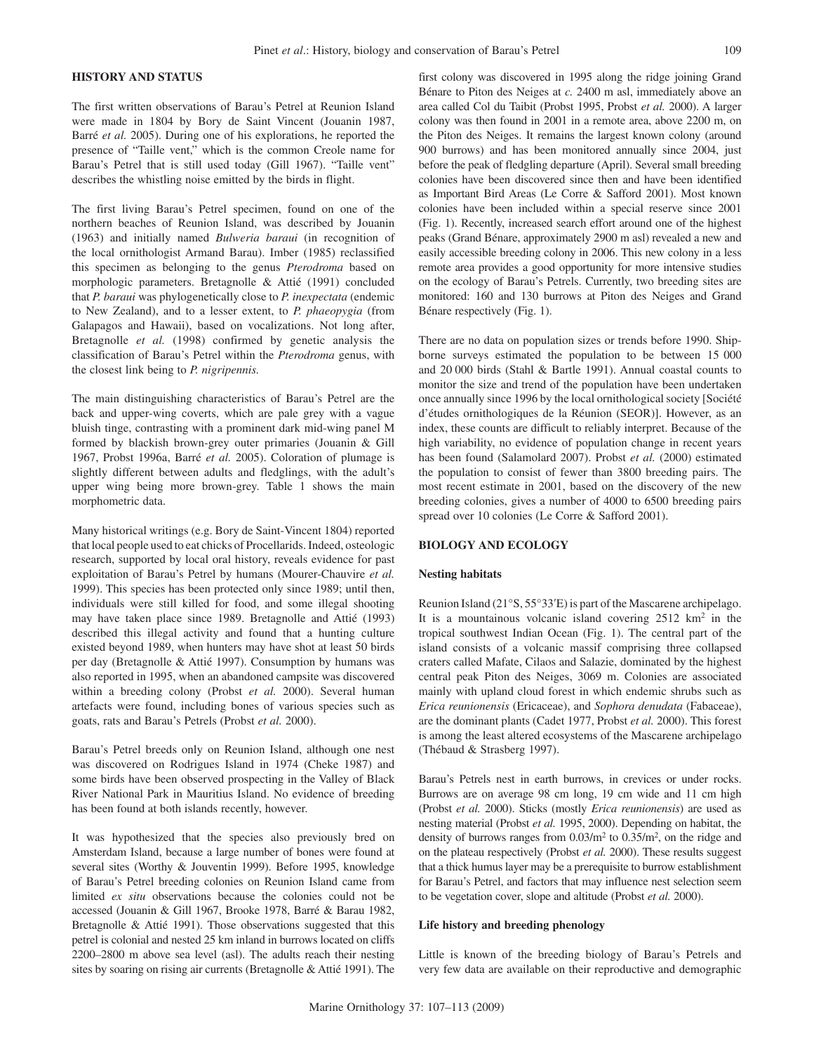## HISTORY AND STATUS

The first written observations of Barau's Petrel at Reunion Island were made in 1804 by Bory de Saint Vincent (Jouanin 1987, Barré *et al.* 2005). During one of his explorations, he reported the presence of "Taille vent," which is the common Creole name for Barau's Petrel that is still used today (Gill 1967). "Taille vent" describes the whistling noise emitted by the birds in flight.

The first living Barau's Petrel specimen, found on one of the northern beaches of Reunion Island, was described by Jouanin (1963) and initially named *Bulweria baraui* (in recognition of the local ornithologist Armand Barau). Imber (1985) reclassified this specimen as belonging to the genus *Pterodroma* based on morphologic parameters. Bretagnolle & Attié (1991) concluded that *P. baraui* was phylogenetically close to *P. inexpectata* (endemic to New Zealand), and to a lesser extent, to *P. phaeopygia* (from Galapagos and Hawaii), based on vocalizations. Not long after, Bretagnolle *et al.* (1998) confirmed by genetic analysis the classification of Barau's Petrel within the *Pterodroma* genus, with the closest link being to *P. nigripennis.*

The main distinguishing characteristics of Barau's Petrel are the back and upper-wing coverts, which are pale grey with a vague bluish tinge, contrasting with a prominent dark mid-wing panel M formed by blackish brown-grey outer primaries (Jouanin & Gill 1967, Probst 1996a, Barré *et al.* 2005). Coloration of plumage is slightly different between adults and fledglings, with the adult's upper wing being more brown-grey. Table 1 shows the main morphometric data.

Many historical writings (e.g. Bory de Saint-Vincent 1804) reported that local people used to eat chicks of Procellarids. Indeed, osteologic research, supported by local oral history, reveals evidence for past exploitation of Barau's Petrel by humans (Mourer-Chauvire *et al.* 1999). This species has been protected only since 1989; until then, individuals were still killed for food, and some illegal shooting may have taken place since 1989. Bretagnolle and Attié (1993) described this illegal activity and found that a hunting culture existed beyond 1989, when hunters may have shot at least 50 birds per day (Bretagnolle & Attié 1997). Consumption by humans was also reported in 1995, when an abandoned campsite was discovered within a breeding colony (Probst *et al.* 2000). Several human artefacts were found, including bones of various species such as goats, rats and Barau's Petrels (Probst *et al.* 2000).

Barau's Petrel breeds only on Reunion Island, although one nest was discovered on Rodrigues Island in 1974 (Cheke 1987) and some birds have been observed prospecting in the Valley of Black River National Park in Mauritius Island. No evidence of breeding has been found at both islands recently, however.

It was hypothesized that the species also previously bred on Amsterdam Island, because a large number of bones were found at several sites (Worthy & Jouventin 1999). Before 1995, knowledge of Barau's Petrel breeding colonies on Reunion Island came from limited *ex situ* observations because the colonies could not be accessed (Jouanin & Gill 1967, Brooke 1978, Barré & Barau 1982, Bretagnolle & Attié 1991). Those observations suggested that this petrel is colonial and nested 25 km inland in burrows located on cliffs 2200–2800 m above sea level (asl). The adults reach their nesting sites by soaring on rising air currents (Bretagnolle & Attié 1991). The first colony was discovered in 1995 along the ridge joining Grand Bénare to Piton des Neiges at *c.* 2400 m asl, immediately above an area called Col du Taibit (Probst 1995, Probst *et al.* 2000). A larger colony was then found in 2001 in a remote area, above 2200 m, on the Piton des Neiges. It remains the largest known colony (around 900 burrows) and has been monitored annually since 2004, just before the peak of fledgling departure (April). Several small breeding colonies have been discovered since then and have been identified as Important Bird Areas (Le Corre & Safford 2001). Most known colonies have been included within a special reserve since 2001 (Fig. 1). Recently, increased search effort around one of the highest peaks (Grand Bénare, approximately 2900 m asl) revealed a new and easily accessible breeding colony in 2006. This new colony in a less remote area provides a good opportunity for more intensive studies on the ecology of Barau's Petrels. Currently, two breeding sites are monitored: 160 and 130 burrows at Piton des Neiges and Grand Bénare respectively (Fig. 1).

There are no data on population sizes or trends before 1990. Ship-borne surveys estimated the population to be between 15 000 and 20 000 birds (Stahl & Bartle 1991). Annual coastal counts to monitor the size and trend of the population have been undertaken once annually since 1996 by the local ornithological society [Société d'études ornithologiques de la Réunion (SEOR)]. However, as an index, these counts are difficult to reliably interpret. Because of the high variability, no evidence of population change in recent years has been found (Salamolard 2007). Probst *et al.* (2000) estimated the population to consist of fewer than 3800 breeding pairs. The most recent estimate in 2001, based on the discovery of the new breeding colonies, gives a number of 4000 to 6500 breeding pairs spread over 10 colonies (Le Corre & Safford 2001).

## BIOLOGY AND ECOLOGY

### Nesting habitats

Reunion Island (21°S, 55°33′E) is part of the Mascarene archipelago. It is a mountainous volcanic island covering 2512 km$^2$ in the tropical southwest Indian Ocean (Fig. 1). The central part of the island consists of a volcanic massif comprising three collapsed craters called Mafate, Cilaos and Salazie, dominated by the highest central peak Piton des Neiges, 3069 m. Colonies are associated mainly with upland cloud forest in which endemic shrubs such as *Erica reunionensis* (Ericaceae), and *Sophora denudata* (Fabaceae), are the dominant plants (Cadet 1977, Probst *et al.* 2000). This forest is among the least altered ecosystems of the Mascarene archipelago (Thébaud & Strasberg 1997).

Barau's Petrels nest in earth burrows, in crevices or under rocks. Burrows are on average 98 cm long, 19 cm wide and 11 cm high (Probst *et al.* 2000). Sticks (mostly *Erica reunionensis*) are used as nesting material (Probst *et al.* 1995, 2000). Depending on habitat, the density of burrows ranges from 0.03/m$^2$ to 0.35/m$^2$, on the ridge and on the plateau respectively (Probst *et al.* 2000). These results suggest that a thick humus layer may be a prerequisite to burrow establishment for Barau's Petrel, and factors that may influence nest selection seem to be vegetation cover, slope and altitude (Probst *et al.* 2000).

### Life history and breeding phenology

Little is known of the breeding biology of Barau's Petrels and very few data are available on their reproductive and demographic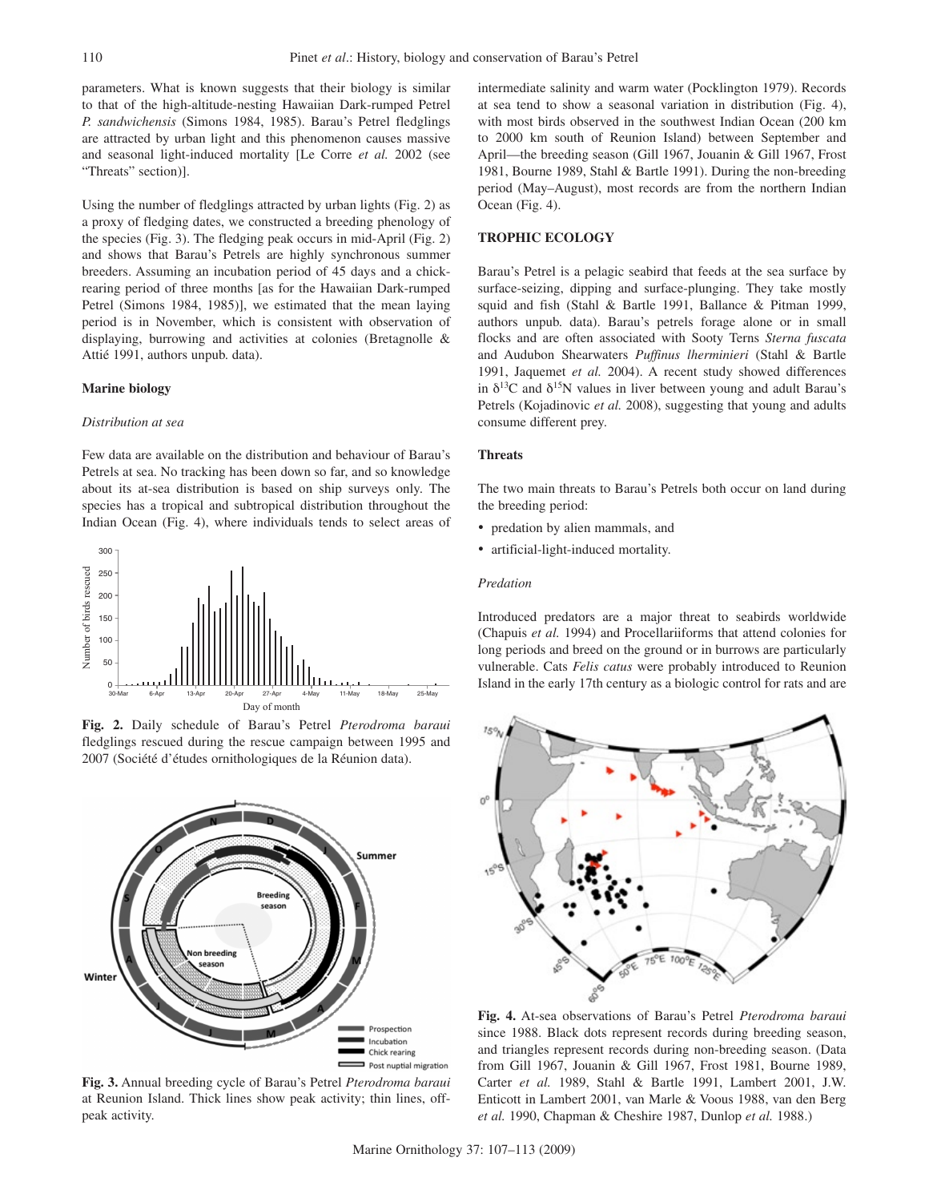parameters. What is known suggests that their biology is similar to that of the high-altitude-nesting Hawaiian Dark-rumped Petrel *P. sandwichensis* (Simons 1984, 1985). Barau's Petrel fledglings are attracted by urban light and this phenomenon causes massive and seasonal light-induced mortality [Le Corre *et al.* 2002 (see "Threats" section)].

Using the number of fledglings attracted by urban lights (Fig. 2) as a proxy of fledging dates, we constructed a breeding phenology of the species (Fig. 3). The fledging peak occurs in mid-April (Fig. 2) and shows that Barau's Petrels are highly synchronous summer breeders. Assuming an incubation period of 45 days and a chick-rearing period of three months [as for the Hawaiian Dark-rumped Petrel (Simons 1984, 1985)], we estimated that the mean laying period is in November, which is consistent with observation of displaying, burrowing and activities at colonies (Bretagnolle & Attié 1991, authors unpub. data).

### Marine biology

#### *Distribution at sea*

Few data are available on the distribution and behaviour of Barau's Petrels at sea. No tracking has been down so far, and so knowledge about its at-sea distribution is based on ship surveys only. The species has a tropical and subtropical distribution throughout the Indian Ocean (Fig. 4), where individuals tends to select areas of intermediate salinity and warm water (Pocklington 1979). Records at sea tend to show a seasonal variation in distribution (Fig. 4), with most birds observed in the southwest Indian Ocean (200 km to 2000 km south of Reunion Island) between September and April—the breeding season (Gill 1967, Jouanin & Gill 1967, Frost 1981, Bourne 1989, Stahl & Bartle 1991). During the non-breeding period (May–August), most records are from the northern Indian Ocean (Fig. 4).

**Fig. 2.** Daily schedule of Barau's Petrel *Pterodroma baraui* fledglings rescued during the rescue campaign between 1995 and 2007 (Société d'études ornithologiques de la Réunion data).

**Fig. 3.** Annual breeding cycle of Barau's Petrel *Pterodroma baraui* at Reunion Island. Thick lines show peak activity; thin lines, off-peak activity.

### TROPHIC ECOLOGY

Barau's Petrel is a pelagic seabird that feeds at the sea surface by surface-seizing, dipping and surface-plunging. They take mostly squid and fish (Stahl & Bartle 1991, Ballance & Pitman 1999, authors unpub. data). Barau's petrels forage alone or in small flocks and are often associated with Sooty Terns *Sterna fuscata* and Audubon Shearwaters *Puffinus lherminieri* (Stahl & Bartle 1991, Jaquemet *et al.* 2004). A recent study showed differences in $\delta^{13}C$ and $\delta^{15}N$ values in liver between young and adult Barau's Petrels (Kojadinovic *et al.* 2008), suggesting that young and adults consume different prey.

### Threats

The two main threats to Barau's Petrels both occur on land during the breeding period:

- predation by alien mammals, and
- artificial-light-induced mortality.

#### *Predation*

Introduced predators are a major threat to seabirds worldwide (Chapuis *et al.* 1994) and Procellariiforms that attend colonies for long periods and breed on the ground or in burrows are particularly vulnerable. Cats *Felis catus* were probably introduced to Reunion Island in the early 17th century as a biologic control for rats and are

**Fig. 4.** At-sea observations of Barau's Petrel *Pterodroma baraui* since 1988. Black dots represent records during breeding season, and triangles represent records during non-breeding season. (Data from Gill 1967, Jouanin & Gill 1967, Frost 1981, Bourne 1989, Carter *et al.* 1989, Stahl & Bartle 1991, Lambert 2001, J.W. Enticott in Lambert 2001, van Marle & Voous 1988, van den Berg *et al.* 1990, Chapman & Cheshire 1987, Dunlop *et al.* 1988.)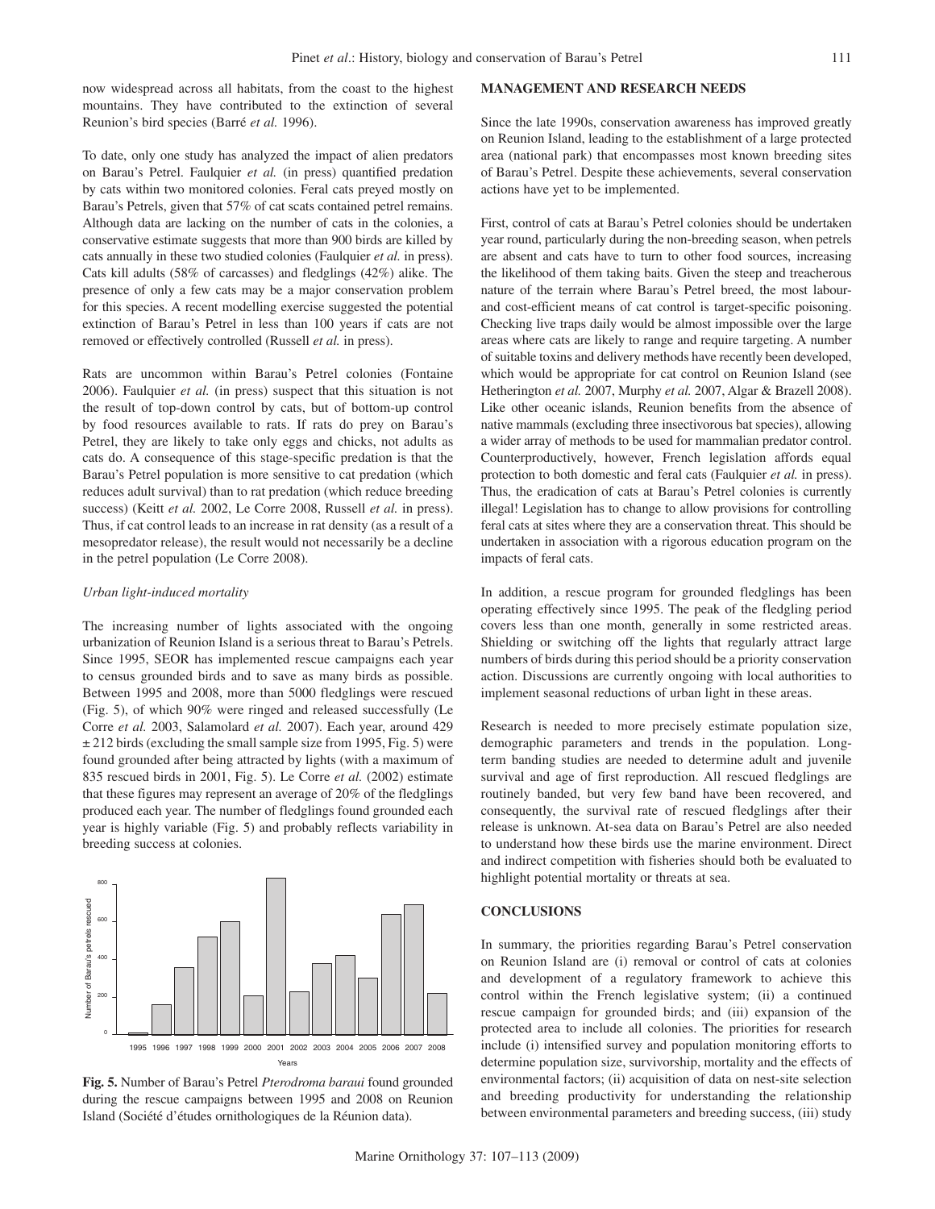now widespread across all habitats, from the coast to the highest mountains. They have contributed to the extinction of several Reunion's bird species (Barré *et al.* 1996).

To date, only one study has analyzed the impact of alien predators on Barau's Petrel. Faulquier *et al.* (in press) quantified predation by cats within two monitored colonies. Feral cats preyed mostly on Barau's Petrels, given that 57% of cat scats contained petrel remains. Although data are lacking on the number of cats in the colonies, a conservative estimate suggests that more than 900 birds are killed by cats annually in these two studied colonies (Faulquier *et al.* in press). Cats kill adults (58% of carcasses) and fledglings (42%) alike. The presence of only a few cats may be a major conservation problem for this species. A recent modelling exercise suggested the potential extinction of Barau's Petrel in less than 100 years if cats are not removed or effectively controlled (Russell *et al.* in press).

Rats are uncommon within Barau's Petrel colonies (Fontaine 2006). Faulquier *et al.* (in press) suspect that this situation is not the result of top-down control by cats, but of bottom-up control by food resources available to rats. If rats do prey on Barau's Petrel, they are likely to take only eggs and chicks, not adults as cats do. A consequence of this stage-specific predation is that the Barau's Petrel population is more sensitive to cat predation (which reduces adult survival) than to rat predation (which reduce breeding success) (Keitt *et al.* 2002, Le Corre 2008, Russell *et al.* in press). Thus, if cat control leads to an increase in rat density (as a result of a mesopredator release), the result would not necessarily be a decline in the petrel population (Le Corre 2008).

*Urban light-induced mortality*

The increasing number of lights associated with the ongoing urbanization of Reunion Island is a serious threat to Barau's Petrels. Since 1995, SEOR has implemented rescue campaigns each year to census grounded birds and to save as many birds as possible. Between 1995 and 2008, more than 5000 fledglings were rescued (Fig. 5), of which 90% were ringed and released successfully (Le Corre *et al.* 2003, Salamolard *et al.* 2007). Each year, around 429 ± 212 birds (excluding the small sample size from 1995, Fig. 5) were found grounded after being attracted by lights (with a maximum of 835 rescued birds in 2001, Fig. 5). Le Corre *et al.* (2002) estimate that these figures may represent an average of 20% of the fledglings produced each year. The number of fledglings found grounded each year is highly variable (Fig. 5) and probably reflects variability in breeding success at colonies.

**Fig. 5.** Number of Barau's Petrel *Pterodroma baraui* found grounded during the rescue campaigns between 1995 and 2008 on Reunion Island (Société d'études ornithologiques de la Réunion data).

## MANAGEMENT AND RESEARCH NEEDS

Since the late 1990s, conservation awareness has improved greatly on Reunion Island, leading to the establishment of a large protected area (national park) that encompasses most known breeding sites of Barau's Petrel. Despite these achievements, several conservation actions have yet to be implemented.

First, control of cats at Barau's Petrel colonies should be undertaken year round, particularly during the non-breeding season, when petrels are absent and cats have to turn to other food sources, increasing the likelihood of them taking baits. Given the steep and treacherous nature of the terrain where Barau's Petrel breed, the most labour- and cost-efficient means of cat control is target-specific poisoning. Checking live traps daily would be almost impossible over the large areas where cats are likely to range and require targeting. A number of suitable toxins and delivery methods have recently been developed, which would be appropriate for cat control on Reunion Island (see Hetherington *et al.* 2007, Murphy *et al.* 2007, Algar & Brazell 2008). Like other oceanic islands, Reunion benefits from the absence of native mammals (excluding three insectivorous bat species), allowing a wider array of methods to be used for mammalian predator control. Counterproductively, however, French legislation affords equal protection to both domestic and feral cats (Faulquier *et al.* in press). Thus, the eradication of cats at Barau's Petrel colonies is currently illegal! Legislation has to change to allow provisions for controlling feral cats at sites where they are a conservation threat. This should be undertaken in association with a rigorous education program on the impacts of feral cats.

In addition, a rescue program for grounded fledglings has been operating effectively since 1995. The peak of the fledgling period covers less than one month, generally in some restricted areas. Shielding or switching off the lights that regularly attract large numbers of birds during this period should be a priority conservation action. Discussions are currently ongoing with local authorities to implement seasonal reductions of urban light in these areas.

Research is needed to more precisely estimate population size, demographic parameters and trends in the population. Long-term banding studies are needed to determine adult and juvenile survival and age of first reproduction. All rescued fledglings are routinely banded, but very few band have been recovered, and consequently, the survival rate of rescued fledglings after their release is unknown. At-sea data on Barau's Petrel are also needed to understand how these birds use the marine environment. Direct and indirect competition with fisheries should both be evaluated to highlight potential mortality or threats at sea.

## CONCLUSIONS

In summary, the priorities regarding Barau's Petrel conservation on Reunion Island are (i) removal or control of cats at colonies and development of a regulatory framework to achieve this control within the French legislative system; (ii) a continued rescue campaign for grounded birds; and (iii) expansion of the protected area to include all colonies. The priorities for research include (i) intensified survey and population monitoring efforts to determine population size, survivorship, mortality and the effects of environmental factors; (ii) acquisition of data on nest-site selection and breeding productivity for understanding the relationship between environmental parameters and breeding success, (iii) study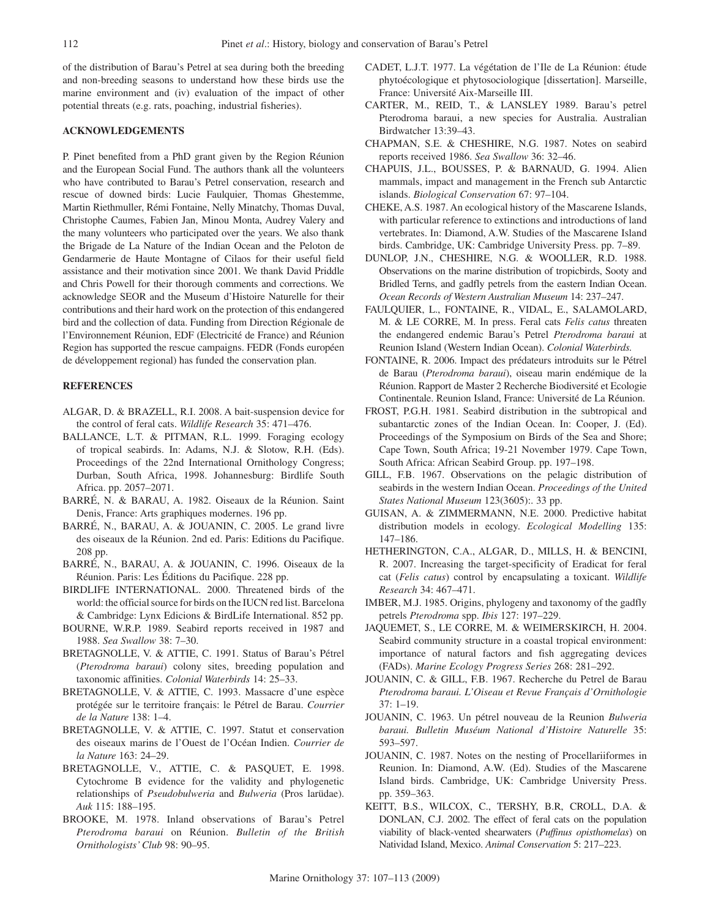of the distribution of Barau's Petrel at sea during both the breeding and non-breeding seasons to understand how these birds use the marine environment and (iv) evaluation of the impact of other potential threats (e.g. rats, poaching, industrial fisheries).

## ACKNOWLEDGEMENTS

P. Pinet benefited from a PhD grant given by the Region Réunion and the European Social Fund. The authors thank all the volunteers who have contributed to Barau's Petrel conservation, research and rescue of downed birds: Lucie Faulquier, Thomas Ghestemme, Martin Riethmuller, Rémi Fontaine, Nelly Minatchy, Thomas Duval, Christophe Caumes, Fabien Jan, Minou Monta, Audrey Valery and the many volunteers who participated over the years. We also thank the Brigade de La Nature of the Indian Ocean and the Peloton de Gendarmerie de Haute Montagne of Cilaos for their useful field assistance and their motivation since 2001. We thank David Priddle and Chris Powell for their thorough comments and corrections. We acknowledge SEOR and the Museum d'Histoire Naturelle for their contributions and their hard work on the protection of this endangered bird and the collection of data. Funding from Direction Régionale de l'Environnement Réunion, EDF (Electricité de France) and Réunion Region has supported the rescue campaigns. FEDR (Fonds européen de développement regional) has funded the conservation plan.

## REFERENCES

ALGAR, D. & BRAZELL, R.I. 2008. A bait-suspension device for the control of feral cats. *Wildlife Research* 35: 471–476.

BALLANCE, L.T. & PITMAN, R.L. 1999. Foraging ecology of tropical seabirds. In: Adams, N.J. & Slotow, R.H. (Eds). Proceedings of the 22nd International Ornithology Congress; Durban, South Africa, 1998. Johannesburg: Birdlife South Africa. pp. 2057–2071.

BARRÉ, N. & BARAU, A. 1982. Oiseaux de la Réunion. Saint Denis, France: Arts graphiques modernes. 196 pp.

BARRÉ, N., BARAU, A. & JOUANIN, C. 2005. Le grand livre des oiseaux de la Réunion. 2nd ed. Paris: Editions du Pacifique. 208 pp.

BARRÉ, N., BARAU, A. & JOUANIN, C. 1996. Oiseaux de la Réunion. Paris: Les Éditions du Pacifique. 228 pp.

BIRDLIFE INTERNATIONAL. 2000. Threatened birds of the world: the official source for birds on the IUCN red list. Barcelona & Cambridge: Lynx Edicions & BirdLife International. 852 pp.

BOURNE, W.R.P. 1989. Seabird reports received in 1987 and 1988. *Sea Swallow* 38: 7–30.

BRETAGNOLLE, V. & ATTIE, C. 1991. Status of Barau's Pétrel (*Pterodroma baraui*) colony sites, breeding population and taxonomic affinities. *Colonial Waterbirds* 14: 25–33.

BRETAGNOLLE, V. & ATTIE, C. 1993. Massacre d'une espèce protégée sur le territoire français: le Pétrel de Barau. *Courrier de la Nature* 138: 1–4.

BRETAGNOLLE, V. & ATTIE, C. 1997. Statut et conservation des oiseaux marins de l'Ouest de l'Océan Indien. *Courrier de la Nature* 163: 24–29.

BRETAGNOLLE, V., ATTIE, C. & PASQUET, E. 1998. Cytochrome B evidence for the validity and phylogenetic relationships of *Pseudobulweria* and *Bulweria* (Pros larüdae). *Auk* 115: 188–195.

BROOKE, M. 1978. Inland observations of Barau's Petrel *Pterodroma baraui* on Réunion. *Bulletin of the British Ornithologists' Club* 98: 90–95.

CADET, L.J.T. 1977. La végétation de l'Ile de La Réunion: étude phytoécologique et phytosociologique [dissertation]. Marseille, France: Université Aix-Marseille III.

CARTER, M., REID, T., & LANSLEY 1989. Barau's petrel Pterodroma baraui, a new species for Australia. Australian Birdwatcher 13:39–43.

CHAPMAN, S.E. & CHESHIRE, N.G. 1987. Notes on seabird reports received 1986. *Sea Swallow* 36: 32–46.

CHAPUIS, J.L., BOUSSES, P. & BARNAUD, G. 1994. Alien mammals, impact and management in the French sub Antarctic islands. *Biological Conservation* 67: 97–104.

CHEKE, A.S. 1987. An ecological history of the Mascarene Islands, with particular reference to extinctions and introductions of land vertebrates. In: Diamond, A.W. Studies of the Mascarene Island birds. Cambridge, UK: Cambridge University Press. pp. 7–89.

DUNLOP, J.N., CHESHIRE, N.G. & WOOLLER, R.D. 1988. Observations on the marine distribution of tropicbirds, Sooty and Bridled Terns, and gadfly petrels from the eastern Indian Ocean. *Ocean Records of Western Australian Museum* 14: 237–247.

FAULQUIER, L., FONTAINE, R., VIDAL, E., SALAMOLARD, M. & LE CORRE, M. In press. Feral cats *Felis catus* threaten the endangered endemic Barau's Petrel *Pterodroma baraui* at Reunion Island (Western Indian Ocean). *Colonial Waterbirds.*

FONTAINE, R. 2006. Impact des prédateurs introduits sur le Pétrel de Barau (*Pterodroma baraui*), oiseau marin endémique de la Réunion. Rapport de Master 2 Recherche Biodiversité et Ecologie Continentale. Reunion Island, France: Université de La Réunion.

FROST, P.G.H. 1981. Seabird distribution in the subtropical and subantarctic zones of the Indian Ocean. In: Cooper, J. (Ed). Proceedings of the Symposium on Birds of the Sea and Shore; Cape Town, South Africa; 19-21 November 1979. Cape Town, South Africa: African Seabird Group. pp. 197–198.

GILL, F.B. 1967. Observations on the pelagic distribution of seabirds in the western Indian Ocean. *Proceedings of the United States National Museum* 123(3605):. 33 pp.

GUISAN, A. & ZIMMERMANN, N.E. 2000. Predictive habitat distribution models in ecology. *Ecological Modelling* 135: 147–186.

HETHERINGTON, C.A., ALGAR, D., MILLS, H. & BENCINI, R. 2007. Increasing the target-specificity of Eradicat for feral cat (*Felis catus*) control by encapsulating a toxicant. *Wildlife Research* 34: 467–471.

IMBER, M.J. 1985. Origins, phylogeny and taxonomy of the gadfly petrels *Pterodroma* spp. *Ibis* 127: 197–229.

JAQUEMET, S., LE CORRE, M. & WEIMERSKIRCH, H. 2004. Seabird community structure in a coastal tropical environment: importance of natural factors and fish aggregating devices (FADs). *Marine Ecology Progress Series* 268: 281–292.

JOUANIN, C. & GILL, F.B. 1967. Recherche du Petrel de Barau *Pterodroma baraui. L'Oiseau et Revue Français d'Ornithologie* 37: 1–19.

JOUANIN, C. 1963. Un pétrel nouveau de la Reunion *Bulweria baraui. Bulletin Muséum National d'Histoire Naturelle* 35: 593–597.

JOUANIN, C. 1987. Notes on the nesting of Procellariiformes in Reunion. In: Diamond, A.W. (Ed). Studies of the Mascarene Island birds. Cambridge, UK: Cambridge University Press. pp. 359–363.

KEITT, B.S., WILCOX, C., TERSHY, B.R, CROLL, D.A. & DONLAN, C.J. 2002. The effect of feral cats on the population viability of black-vented shearwaters (*Puffinus opisthomelas*) on Natividad Island, Mexico. *Animal Conservation* 5: 217–223.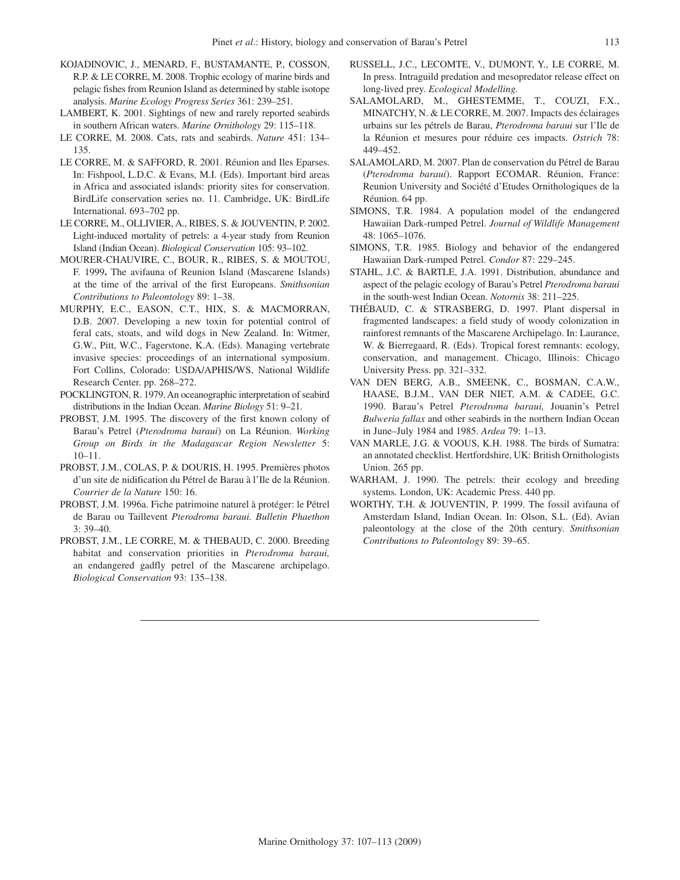KOJADINOVIC, J., MENARD, F., BUSTAMANTE, P., COSSON, R.P. & LE CORRE, M. 2008. Trophic ecology of marine birds and pelagic fishes from Reunion Island as determined by stable isotope analysis. *Marine Ecology Progress Series* 361: 239–251.

LAMBERT, K. 2001. Sightings of new and rarely reported seabirds in southern African waters. *Marine Ornithology* 29: 115–118.

LE CORRE, M. 2008. Cats, rats and seabirds. *Nature* 451: 134–135.

LE CORRE, M. & SAFFORD, R. 2001. Réunion and Iles Eparses. In: Fishpool, L.D.C. & Evans, M.I. (Eds). Important bird areas in Africa and associated islands: priority sites for conservation. BirdLife conservation series no. 11. Cambridge, UK: BirdLife International. 693–702 pp.

LE CORRE, M., OLLIVIER, A., RIBES, S. & JOUVENTIN, P. 2002. Light-induced mortality of petrels: a 4-year study from Reunion Island (Indian Ocean). *Biological Conservation* 105: 93–102.

MOURER-CHAUVIRE, C., BOUR, R., RIBES, S. & MOUTOU, F. 1999**.** The avifauna of Reunion Island (Mascarene Islands) at the time of the arrival of the first Europeans. *Smithsonian Contributions to Paleontology* 89: 1–38.

MURPHY, E.C., EASON, C.T., HIX, S. & MACMORRAN, D.B. 2007. Developing a new toxin for potential control of feral cats, stoats, and wild dogs in New Zealand. In: Witmer, G.W., Pitt, W.C., Fagerstone, K.A. (Eds). Managing vertebrate invasive species: proceedings of an international symposium. Fort Collins, Colorado: USDA/APHIS/WS, National Wildlife Research Center. pp. 268–272.

POCKLINGTON, R. 1979. An oceanographic interpretation of seabird distributions in the Indian Ocean. *Marine Biology* 51: 9–21.

PROBST, J.M. 1995. The discovery of the first known colony of Barau's Petrel (*Pterodroma baraui*) on La Réunion. *Working Group on Birds in the Madagascar Region Newsletter* 5: 10–11.

PROBST, J.M., COLAS, P. & DOURIS, H. 1995. Premières photos d'un site de nidification du Pétrel de Barau à l'Ile de la Réunion. *Courrier de la Nature* 150: 16.

PROBST, J.M. 1996a. Fiche patrimoine naturel à protéger: le Pétrel de Barau ou Taillevent *Pterodroma baraui. Bulletin Phaethon* 3: 39–40.

PROBST, J.M., LE CORRE, M. & THEBAUD, C. 2000. Breeding habitat and conservation priorities in *Pterodroma baraui,* an endangered gadfly petrel of the Mascarene archipelago. *Biological Conservation* 93: 135–138.

RUSSELL, J.C., LECOMTE, V., DUMONT, Y., LE CORRE, M. In press. Intraguild predation and mesopredator release effect on long-lived prey. *Ecological Modelling.*

SALAMOLARD, M., GHESTEMME, T., COUZI, F.X., MINATCHY, N. & LE CORRE, M. 2007. Impacts des éclairages urbains sur les pétrels de Barau, *Pterodroma baraui* sur l'Ile de la Réunion et mesures pour réduire ces impacts. *Ostrich* 78: 449–452.

SALAMOLARD, M. 2007. Plan de conservation du Pétrel de Barau (*Pterodroma baraui*). Rapport ECOMAR. Réunion, France: Reunion University and Société d'Etudes Ornithologiques de la Réunion. 64 pp.

SIMONS, T.R. 1984. A population model of the endangered Hawaiian Dark-rumped Petrel. *Journal of Wildlife Management* 48: 1065–1076.

SIMONS, T.R. 1985. Biology and behavior of the endangered Hawaiian Dark-rumped Petrel. *Condor* 87: 229–245.

STAHL, J.C. & BARTLE, J.A. 1991. Distribution, abundance and aspect of the pelagic ecology of Barau's Petrel *Pterodroma baraui* in the south-west Indian Ocean. *Notornis* 38: 211–225.

THÉBAUD, C. & STRASBERG, D. 1997. Plant dispersal in fragmented landscapes: a field study of woody colonization in rainforest remnants of the Mascarene Archipelago. In: Laurance, W. & Bierregaard, R. (Eds). Tropical forest remnants: ecology, conservation, and management. Chicago, Illinois: Chicago University Press. pp. 321–332.

VAN DEN BERG, A.B., SMEENK, C., BOSMAN, C.A.W., HAASE, B.J.M., VAN DER NIET, A.M. & CADEE, G.C. 1990. Barau's Petrel *Pterodroma baraui,* Jouanin's Petrel *Bulweria fallax* and other seabirds in the northern Indian Ocean in June–July 1984 and 1985. *Ardea* 79: 1–13.

VAN MARLE, J.G. & VOOUS, K.H. 1988. The birds of Sumatra: an annotated checklist. Hertfordshire, UK: British Ornithologists Union. 265 pp.

WARHAM, J. 1990. The petrels: their ecology and breeding systems. London, UK: Academic Press. 440 pp.

WORTHY, T.H. & JOUVENTIN, P. 1999. The fossil avifauna of Amsterdam Island, Indian Ocean. In: Olson, S.L. (Ed). Avian paleontology at the close of the 20th century. *Smithsonian Contributions to Paleontology* 89: 39–65.